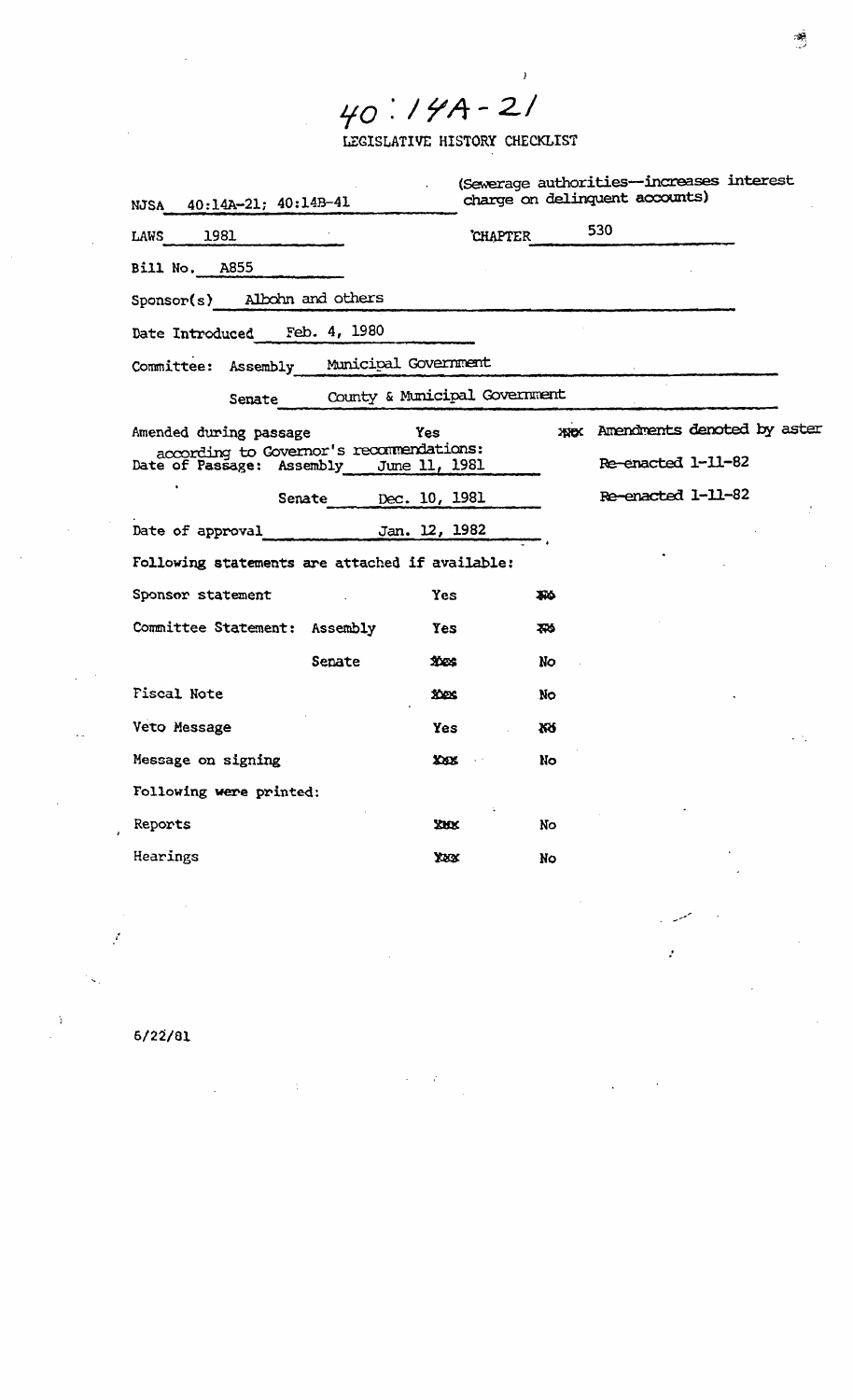# 40:14A-21

LEGISLATIVE HISTORY CHECKLIST

NJSA 40:14A-21; 40:14B-41 (Sewerage authorities—increases interest charge on delinquent accounts)

LAWS 1981 CHAPTER 530

Bill No. A855

Sponsor(s) Albohn and others

Date Introduced Feb. 4, 1980

Committee: Assembly Municipal Government

Senate County & Municipal Government

Amended during passage Yes ~~No~~ Amendments denoted by aster

according to Governor's recommendations:

Date of Passage: Assembly June 11, 1981 Re-enacted 1-11-82

Senate Dec. 10, 1981 Re-enacted 1-11-82

Date of approval Jan. 12, 1982

Following statements are attached if available:

| | | |
|---|---|---|
| Sponsor statement | Yes | ~~No~~ |
| Committee Statement: Assembly | Yes | ~~No~~ |
| Senate | ~~Yes~~ | No |
| Fiscal Note | ~~Yes~~ | No |
| Veto Message | Yes | ~~No~~ |
| Message on signing | ~~Yes~~ | No |

Following were printed:

| | | |
|---|---|---|
| Reports | ~~Yes~~ | No |
| Hearings | ~~Yes~~ | No |

6/22/81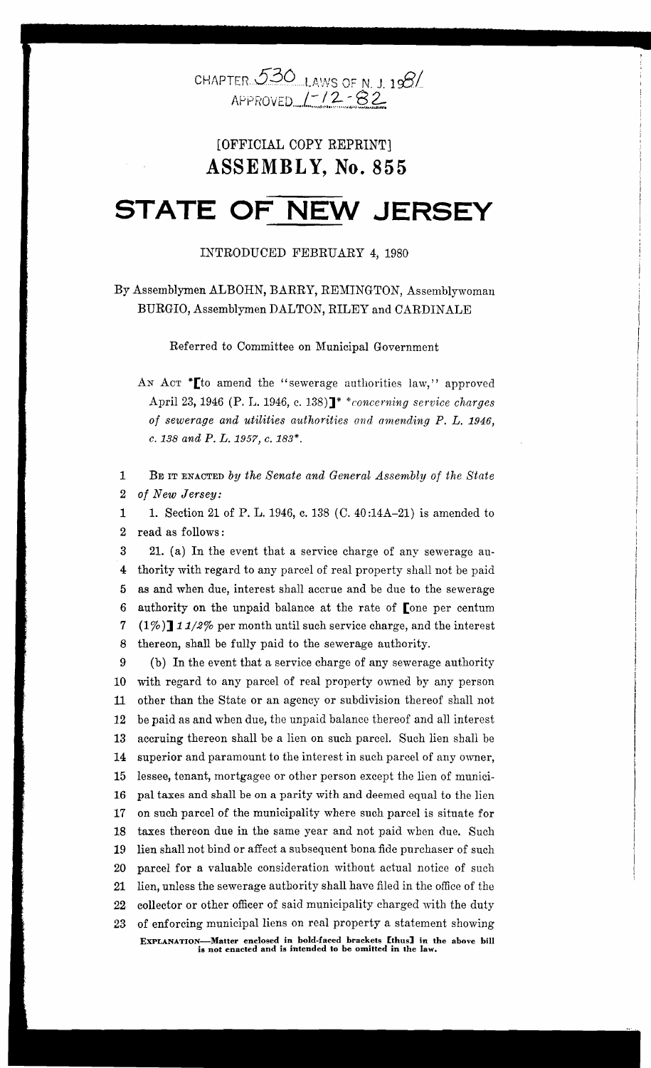CHAPTER 530 LAWS OF N. J. 1981
APPROVED 1-12-82

[OFFICIAL COPY REPRINT]

# ASSEMBLY, No. 855

# STATE OF NEW JERSEY

INTRODUCED FEBRUARY 4, 1980

By Assemblymen ALBOHN, BARRY, REMINGTON, Assemblywoman BURGIO, Assemblymen DALTON, RILEY and CARDINALE

Referred to Committee on Municipal Government

AN ACT *[to amend the "sewerage authorities law," approved April 23, 1946 (P. L. 1946, c. 138)]* *concerning service charges of sewerage and utilities authorities and amending P. L. 1946, c. 138 and P. L. 1957, c. 183*.

1 BE IT ENACTED *by the Senate and General Assembly of the State*
2 *of New Jersey:*

1 1. Section 21 of P. L. 1946, c. 138 (C. 40:14A-21) is amended to
2 read as follows:

3 21. (a) In the event that a service charge of any sewerage au-
4 thority with regard to any parcel of real property shall not be paid
5 as and when due, interest shall accrue and be due to the sewerage
6 authority on the unpaid balance at the rate of [one per centum
7 (1%)] *1 1/2%* per month until such service charge, and the interest
8 thereon, shall be fully paid to the sewerage authority.

9 (b) In the event that a service charge of any sewerage authority
10 with regard to any parcel of real property owned by any person
11 other than the State or an agency or subdivision thereof shall not
12 be paid as and when due, the unpaid balance thereof and all interest
13 accruing thereon shall be a lien on such parcel. Such lien shall be
14 superior and paramount to the interest in such parcel of any owner,
15 lessee, tenant, mortgagee or other person except the lien of munici-
16 pal taxes and shall be on a parity with and deemed equal to the lien
17 on such parcel of the municipality where such parcel is situate for
18 taxes thereon due in the same year and not paid when due. Such
19 lien shall not bind or affect a subsequent bona fide purchaser of such
20 parcel for a valuable consideration without actual notice of such
21 lien, unless the sewerage authority shall have filed in the office of the
22 collector or other officer of said municipality charged with the duty
23 of enforcing municipal liens on real property a statement showing

EXPLANATION—Matter enclosed in bold-faced brackets [thus] in the above bill is not enacted and is intended to be omitted in the law.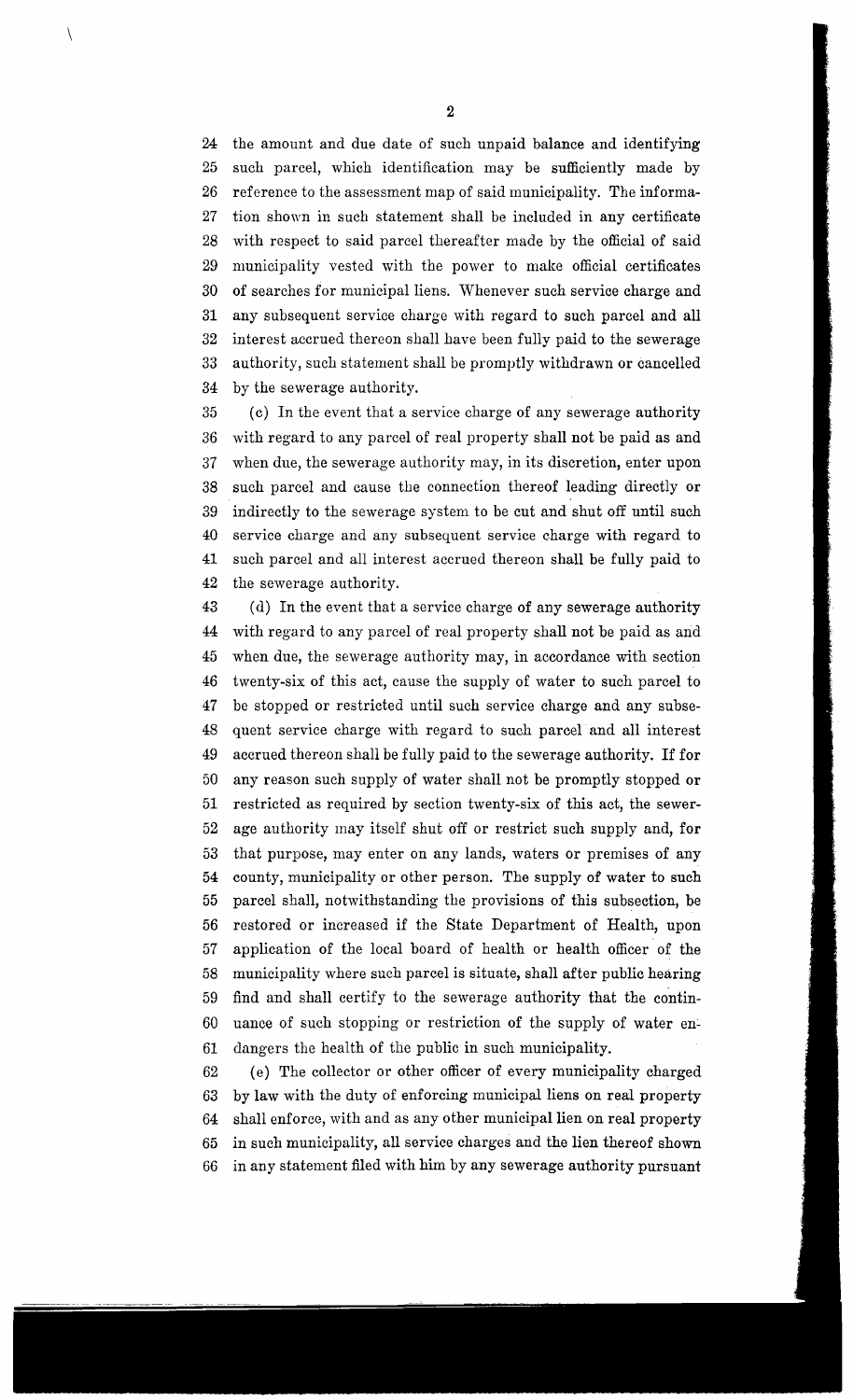the amount and due date of such unpaid balance and identifying such parcel, which identification may be sufficiently made by reference to the assessment map of said municipality. The information shown in such statement shall be included in any certificate with respect to said parcel thereafter made by the official of said municipality vested with the power to make official certificates of searches for municipal liens. Whenever such service charge and any subsequent service charge with regard to such parcel and all interest accrued thereon shall have been fully paid to the sewerage authority, such statement shall be promptly withdrawn or cancelled by the sewerage authority.

(c) In the event that a service charge of any sewerage authority with regard to any parcel of real property shall not be paid as and when due, the sewerage authority may, in its discretion, enter upon such parcel and cause the connection thereof leading directly or indirectly to the sewerage system to be cut and shut off until such service charge and any subsequent service charge with regard to such parcel and all interest accrued thereon shall be fully paid to the sewerage authority.

(d) In the event that a service charge of any sewerage authority with regard to any parcel of real property shall not be paid as and when due, the sewerage authority may, in accordance with section twenty-six of this act, cause the supply of water to such parcel to be stopped or restricted until such service charge and any subsequent service charge with regard to such parcel and all interest accrued thereon shall be fully paid to the sewerage authority. If for any reason such supply of water shall not be promptly stopped or restricted as required by section twenty-six of this act, the sewerage authority may itself shut off or restrict such supply and, for that purpose, may enter on any lands, waters or premises of any county, municipality or other person. The supply of water to such parcel shall, notwithstanding the provisions of this subsection, be restored or increased if the State Department of Health, upon application of the local board of health or health officer of the municipality where such parcel is situate, shall after public hearing find and shall certify to the sewerage authority that the continuance of such stopping or restriction of the supply of water endangers the health of the public in such municipality.

(e) The collector or other officer of every municipality charged by law with the duty of enforcing municipal liens on real property shall enforce, with and as any other municipal lien on real property in such municipality, all service charges and the lien thereof shown in any statement filed with him by any sewerage authority pursuant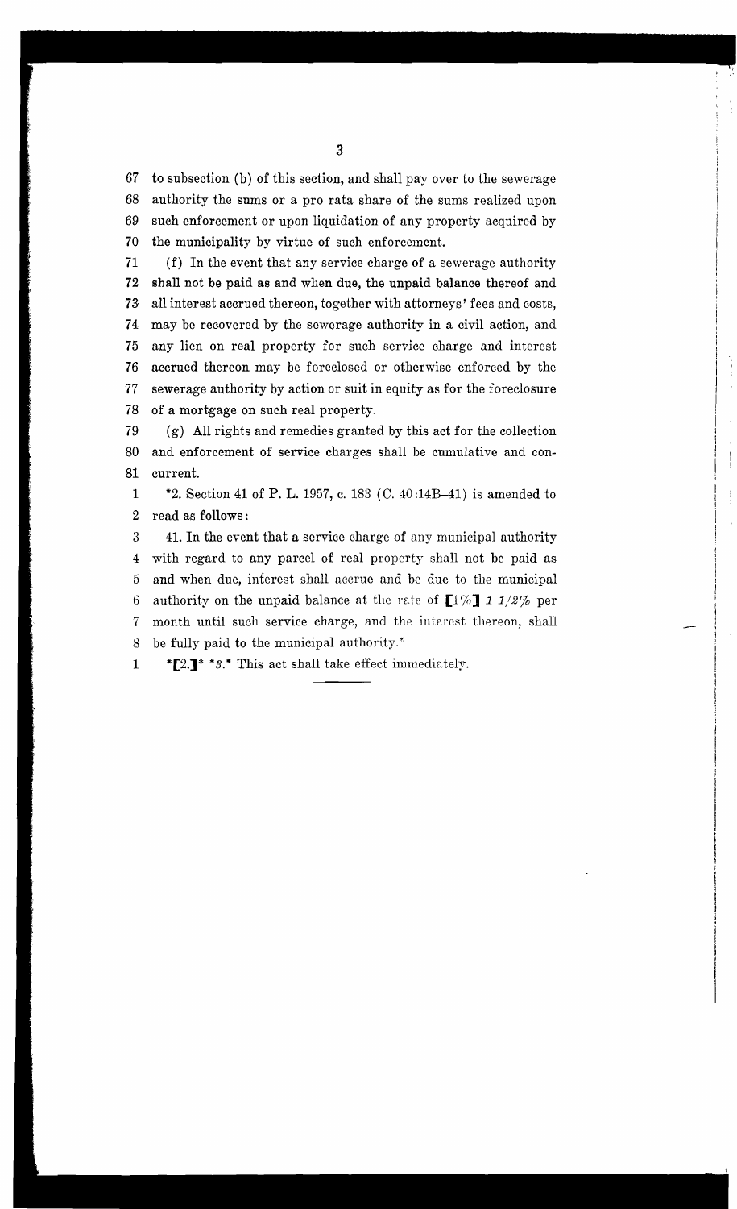67 to subsection (b) of this section, and shall pay over to the sewerage
68 authority the sums or a pro rata share of the sums realized upon
69 such enforcement or upon liquidation of any property acquired by
70 the municipality by virtue of such enforcement.

71 (f) In the event that any service charge of a sewerage authority
72 shall not be paid as and when due, the unpaid balance thereof and
73 all interest accrued thereon, together with attorneys' fees and costs,
74 may be recovered by the sewerage authority in a civil action, and
75 any lien on real property for such service charge and interest
76 accrued thereon may be foreclosed or otherwise enforced by the
77 sewerage authority by action or suit in equity as for the foreclosure
78 of a mortgage on such real property.

79 (g) All rights and remedies granted by this act for the collection
80 and enforcement of service charges shall be cumulative and con-
81 current.

1 *2. Section 41 of P. L. 1957, c. 183 (C. 40:14B-41) is amended to
2 read as follows:

3 41. In the event that a service charge of any municipal authority
4 with regard to any parcel of real property shall not be paid as
5 and when due, interest shall accrue and be due to the municipal
6 authority on the unpaid balance at the rate of [1%] *1 1/2%* per
7 month until such service charge, and the interest thereon, shall
8 be fully paid to the municipal authority.*

1 *[2.]* **3.** This act shall take effect immediately.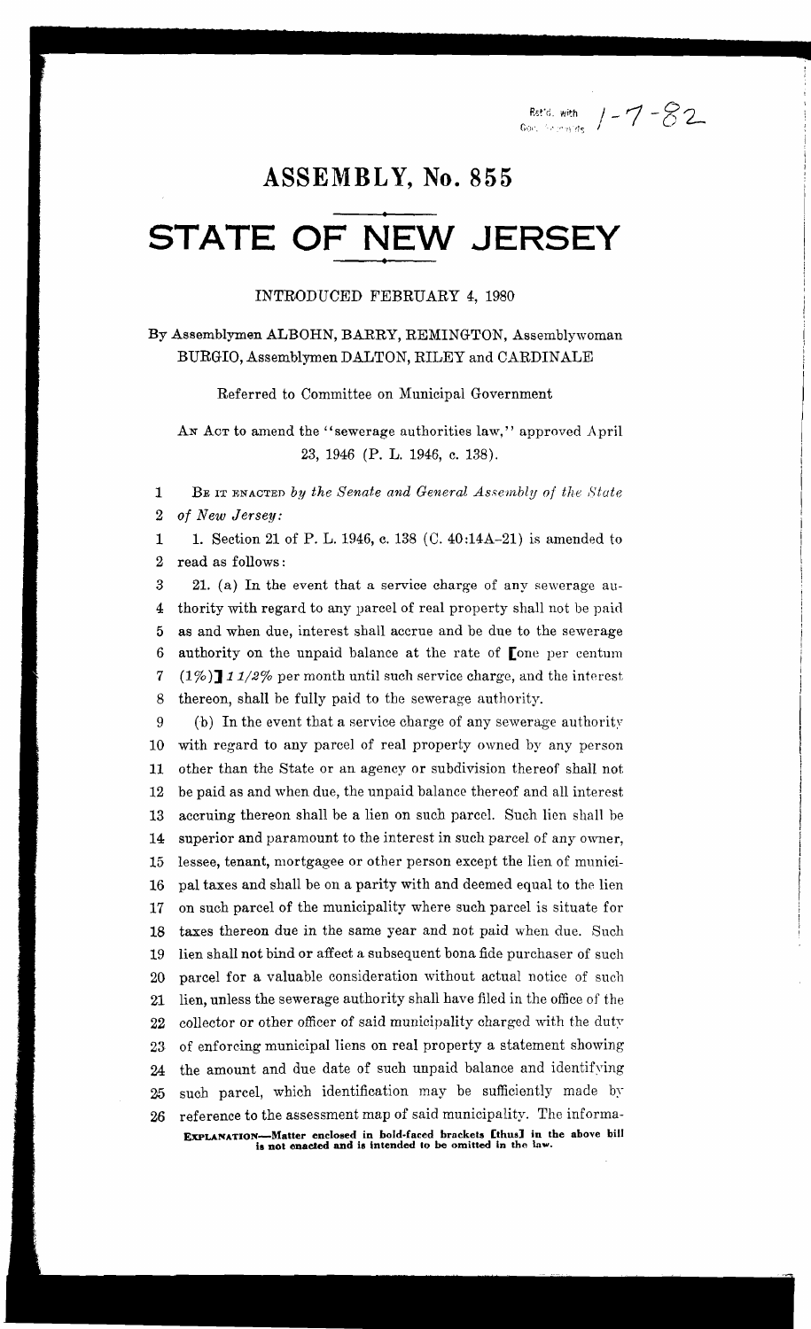Ret'd. with Gov. Records 1-7-82

# ASSEMBLY, No. 855

# STATE OF NEW JERSEY

INTRODUCED FEBRUARY 4, 1980

By Assemblymen ALBOHN, BARRY, REMINGTON, Assemblywoman BURGIO, Assemblymen DALTON, RILEY and CARDINALE

Referred to Committee on Municipal Government

AN ACT to amend the "sewerage authorities law," approved April 23, 1946 (P. L. 1946, c. 138).

1 BE IT ENACTED *by the Senate and General Assembly of the State*
2 *of New Jersey:*

1 1. Section 21 of P. L. 1946, c. 138 (C. 40:14A-21) is amended to
2 read as follows:
3 21. (a) In the event that a service charge of any sewerage au-
4 thority with regard to any parcel of real property shall not be paid
5 as and when due, interest shall accrue and be due to the sewerage
6 authority on the unpaid balance at the rate of **[**one per centum
7 (1%)**]** *1 1/2%* per month until such service charge, and the interest
8 thereon, shall be fully paid to the sewerage authority.
9 (b) In the event that a service charge of any sewerage authority
10 with regard to any parcel of real property owned by any person
11 other than the State or an agency or subdivision thereof shall not
12 be paid as and when due, the unpaid balance thereof and all interest
13 accruing thereon shall be a lien on such parcel. Such lien shall be
14 superior and paramount to the interest in such parcel of any owner,
15 lessee, tenant, mortgagee or other person except the lien of munici-
16 pal taxes and shall be on a parity with and deemed equal to the lien
17 on such parcel of the municipality where such parcel is situate for
18 taxes thereon due in the same year and not paid when due. Such
19 lien shall not bind or affect a subsequent bona fide purchaser of such
20 parcel for a valuable consideration without actual notice of such
21 lien, unless the sewerage authority shall have filed in the office of the
22 collector or other officer of said municipality charged with the duty
23 of enforcing municipal liens on real property a statement showing
24 the amount and due date of such unpaid balance and identifying
25 such parcel, which identification may be sufficiently made by
26 reference to the assessment map of said municipality. The informa-

**EXPLANATION—Matter enclosed in bold-faced brackets [thus] in the above bill is not enacted and is intended to be omitted in the law.**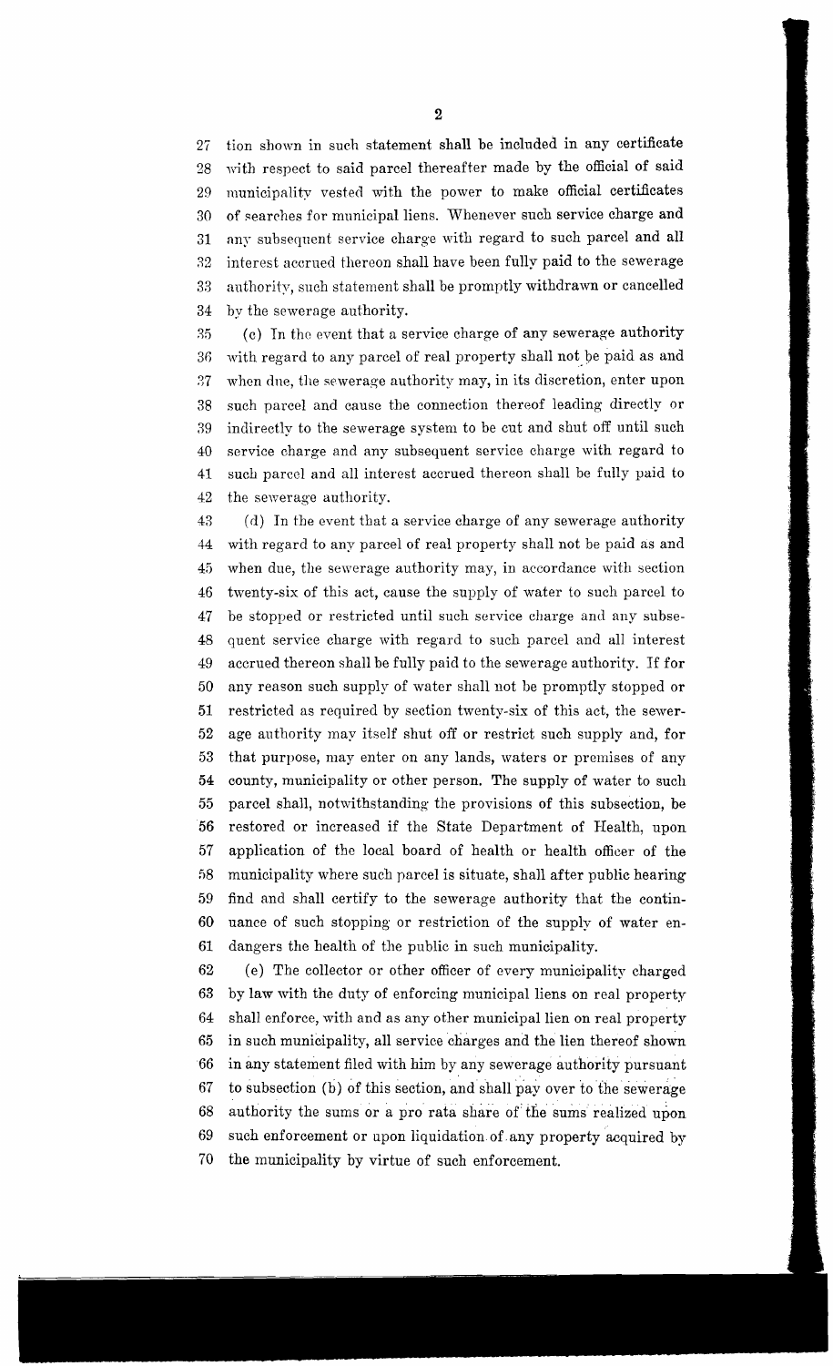27 tion shown in such statement shall be included in any certificate
28 with respect to said parcel thereafter made by the official of said
29 municipality vested with the power to make official certificates
30 of searches for municipal liens. Whenever such service charge and
31 any subsequent service charge with regard to such parcel and all
32 interest accrued thereon shall have been fully paid to the sewerage
33 authority, such statement shall be promptly withdrawn or cancelled
34 by the sewerage authority.

35 (c) In the event that a service charge of any sewerage authority
36 with regard to any parcel of real property shall not be paid as and
37 when due, the sewerage authority may, in its discretion, enter upon
38 such parcel and cause the connection thereof leading directly or
39 indirectly to the sewerage system to be cut and shut off until such
40 service charge and any subsequent service charge with regard to
41 such parcel and all interest accrued thereon shall be fully paid to
42 the sewerage authority.

43 (d) In the event that a service charge of any sewerage authority
44 with regard to any parcel of real property shall not be paid as and
45 when due, the sewerage authority may, in accordance with section
46 twenty-six of this act, cause the supply of water to such parcel to
47 be stopped or restricted until such service charge and any subse-
48 quent service charge with regard to such parcel and all interest
49 accrued thereon shall be fully paid to the sewerage authority. If for
50 any reason such supply of water shall not be promptly stopped or
51 restricted as required by section twenty-six of this act, the sewer-
52 age authority may itself shut off or restrict such supply and, for
53 that purpose, may enter on any lands, waters or premises of any
54 county, municipality or other person. The supply of water to such
55 parcel shall, notwithstanding the provisions of this subsection, be
56 restored or increased if the State Department of Health, upon
57 application of the local board of health or health officer of the
58 municipality where such parcel is situate, shall after public hearing
59 find and shall certify to the sewerage authority that the contin-
60 uance of such stopping or restriction of the supply of water en-
61 dangers the health of the public in such municipality.

62 (e) The collector or other officer of every municipality charged
63 by law with the duty of enforcing municipal liens on real property
64 shall enforce, with and as any other municipal lien on real property
65 in such municipality, all service charges and the lien thereof shown
66 in any statement filed with him by any sewerage authority pursuant
67 to subsection (b) of this section, and shall pay over to the sewerage
68 authority the sums or a pro rata share of the sums realized upon
69 such enforcement or upon liquidation of any property acquired by
70 the municipality by virtue of such enforcement.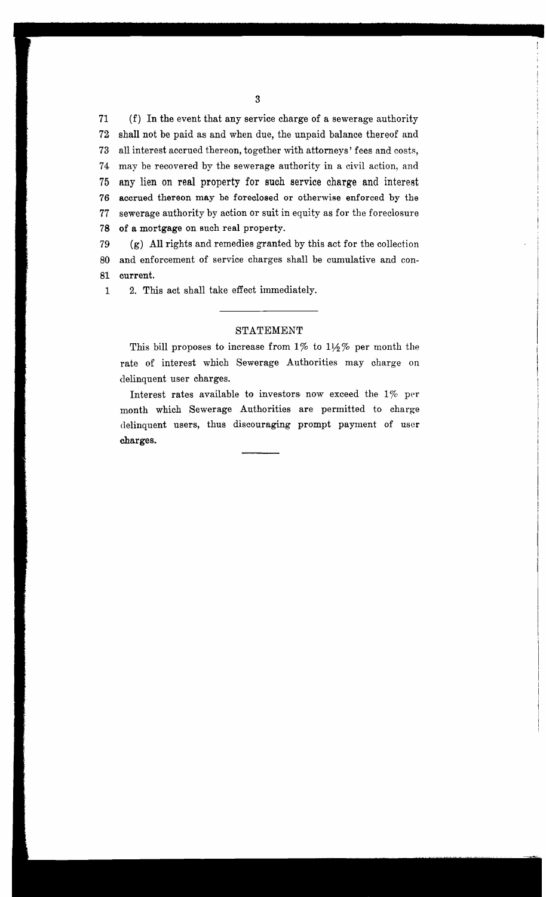71 (f) In the event that any service charge of a sewerage authority
72 shall not be paid as and when due, the unpaid balance thereof and
73 all interest accrued thereon, together with attorneys' fees and costs,
74 may be recovered by the sewerage authority in a civil action, and
75 any lien on real property for such service charge and interest
76 accrued thereon may be foreclosed or otherwise enforced by the
77 sewerage authority by action or suit in equity as for the foreclosure
78 of a mortgage on such real property.

79 (g) All rights and remedies granted by this act for the collection
80 and enforcement of service charges shall be cumulative and con-
81 current.

1 2. This act shall take effect immediately.

---

## STATEMENT

This bill proposes to increase from 1% to 1½% per month the rate of interest which Sewerage Authorities may charge on delinquent user charges.

Interest rates available to investors now exceed the 1% per month which Sewerage Authorities are permitted to charge delinquent users, thus discouraging prompt payment of user charges.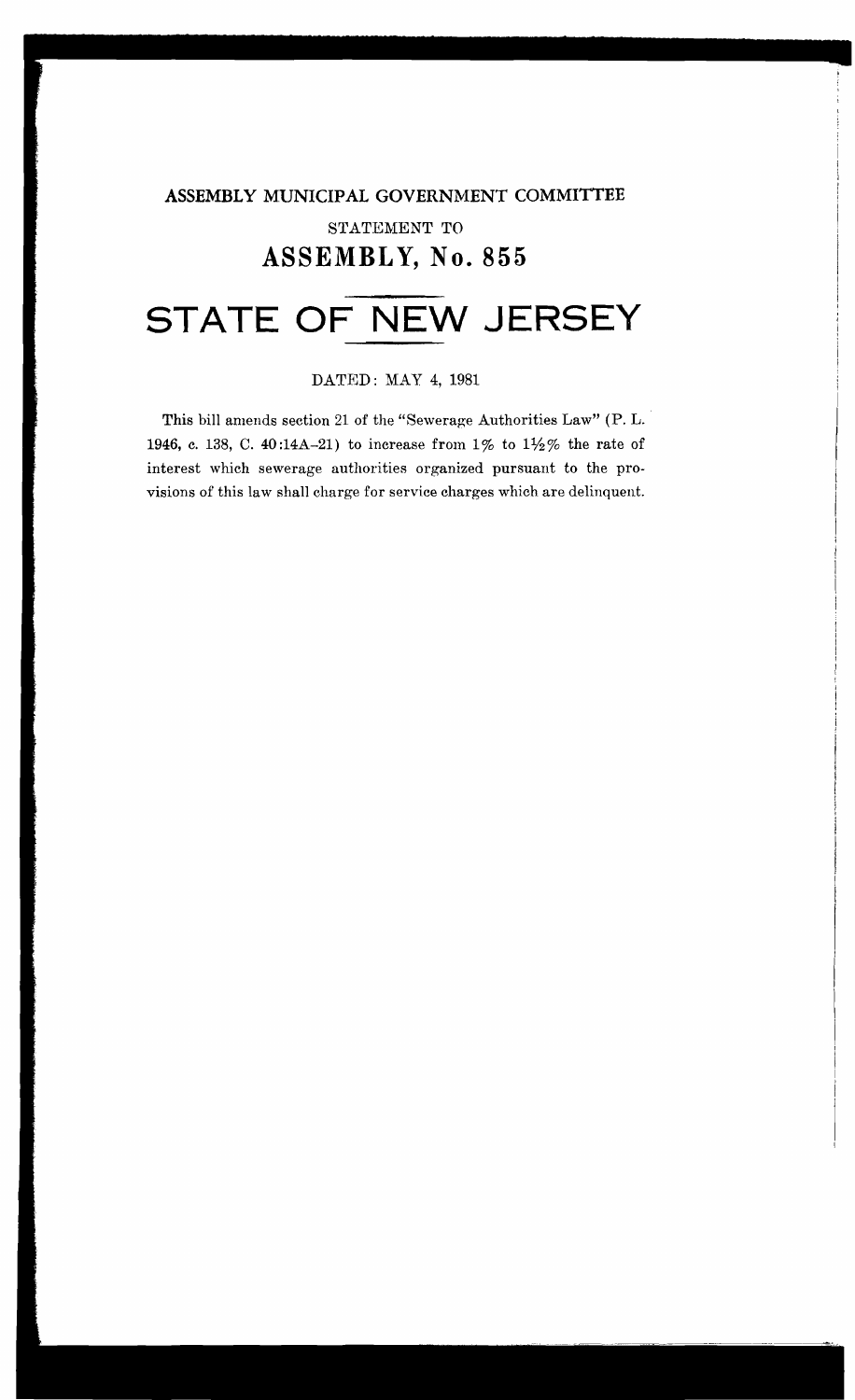**ASSEMBLY MUNICIPAL GOVERNMENT COMMITTEE**

STATEMENT TO

## ASSEMBLY, No. 855

# STATE OF NEW JERSEY

DATED: MAY 4, 1981

This bill amends section 21 of the "Sewerage Authorities Law" (P. L. 1946, c. 138, C. 40:14A-21) to increase from 1% to 1½% the rate of interest which sewerage authorities organized pursuant to the provisions of this law shall charge for service charges which are delinquent.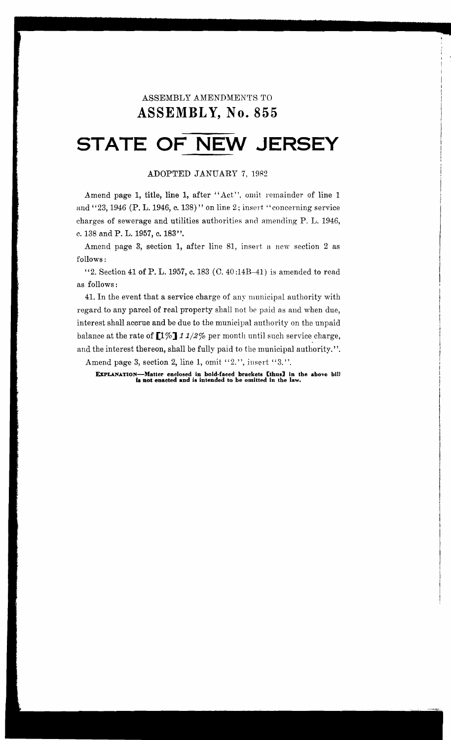ASSEMBLY AMENDMENTS TO

# ASSEMBLY, No. 855

# STATE OF NEW JERSEY

ADOPTED JANUARY 7, 1982

Amend page 1, title, line 1, after "Act", omit remainder of line 1 and "23, 1946 (P. L. 1946, c. 138)" on line 2; insert "concerning service charges of sewerage and utilities authorities and amending P. L. 1946, c. 138 and P. L. 1957, c. 183".

Amend page 3, section 1, after line 81, insert a new section 2 as follows:

"2. Section 41 of P. L. 1957, c. 183 (C. 40:14B-41) is amended to read as follows:

41. In the event that a service charge of any municipal authority with regard to any parcel of real property shall not be paid as and when due, interest shall accrue and be due to the municipal authority on the unpaid balance at the rate of **[1%]** *1 1/2%* per month until such service charge, and the interest thereon, shall be fully paid to the municipal authority.".

Amend page 3, section 2, line 1, omit "2.", insert "3.".

**EXPLANATION—Matter enclosed in bold-faced brackets [thus] in the above bill is not enacted and is intended to be omitted in the law.**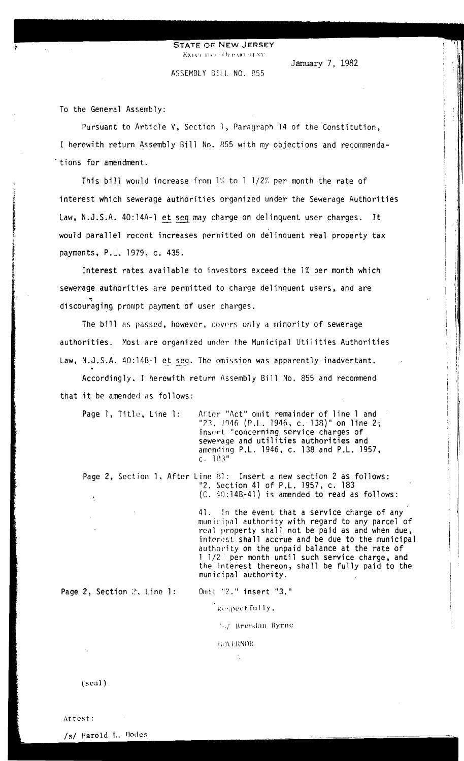STATE OF NEW JERSEY
EXECUTIVE DEPARTMENT

January 7, 1982

ASSEMBLY BILL NO. 855

To the General Assembly:

Pursuant to Article V, Section 1, Paragraph 14 of the Constitution, I herewith return Assembly Bill No. 855 with my objections and recommendations for amendment.

This bill would increase from 1% to 1 1/2% per month the rate of interest which sewerage authorities organized under the Sewerage Authorities Law, N.J.S.A. 40:14A-1 et seq may charge on delinquent user charges. It would parallel recent increases permitted on delinquent real property tax payments, P.L. 1979, c. 435.

Interest rates available to investors exceed the 1% per month which sewerage authorities are permitted to charge delinquent users, and are discouraging prompt payment of user charges.

The bill as passed, however, covers only a minority of sewerage authorities. Most are organized under the Municipal Utilities Authorities Law, N.J.S.A. 40:14B-1 et seq. The omission was apparently inadvertant.

Accordingly, I herewith return Assembly Bill No. 855 and recommend that it be amended as follows:

Page 1, Title, Line 1: After "Act" omit remainder of line 1 and "23, 1946 (P.L. 1946, c. 138)" on line 2; insert "concerning service charges of sewerage and utilities authorities and amending P.L. 1946, c. 138 and P.L. 1957, c. 183"

Page 2, Section 1, After Line 81: Insert a new section 2 as follows: "2. Section 41 of P.L. 1957, c. 183 (C. 40:14B-41) is amended to read as follows:

41. In the event that a service charge of any municipal authority with regard to any parcel of real property shall not be paid as and when due, interest shall accrue and be due to the municipal authority on the unpaid balance at the rate of 1 1/2% per month until such service charge, and the interest thereon, shall be fully paid to the municipal authority.

Page 2, Section 2, Line 1: Omit "2." insert "3."

Respectfully,

/s/ Brendan Byrne

GOVERNOR

(seal)

Attest:

/s/ Harold L. Hodes